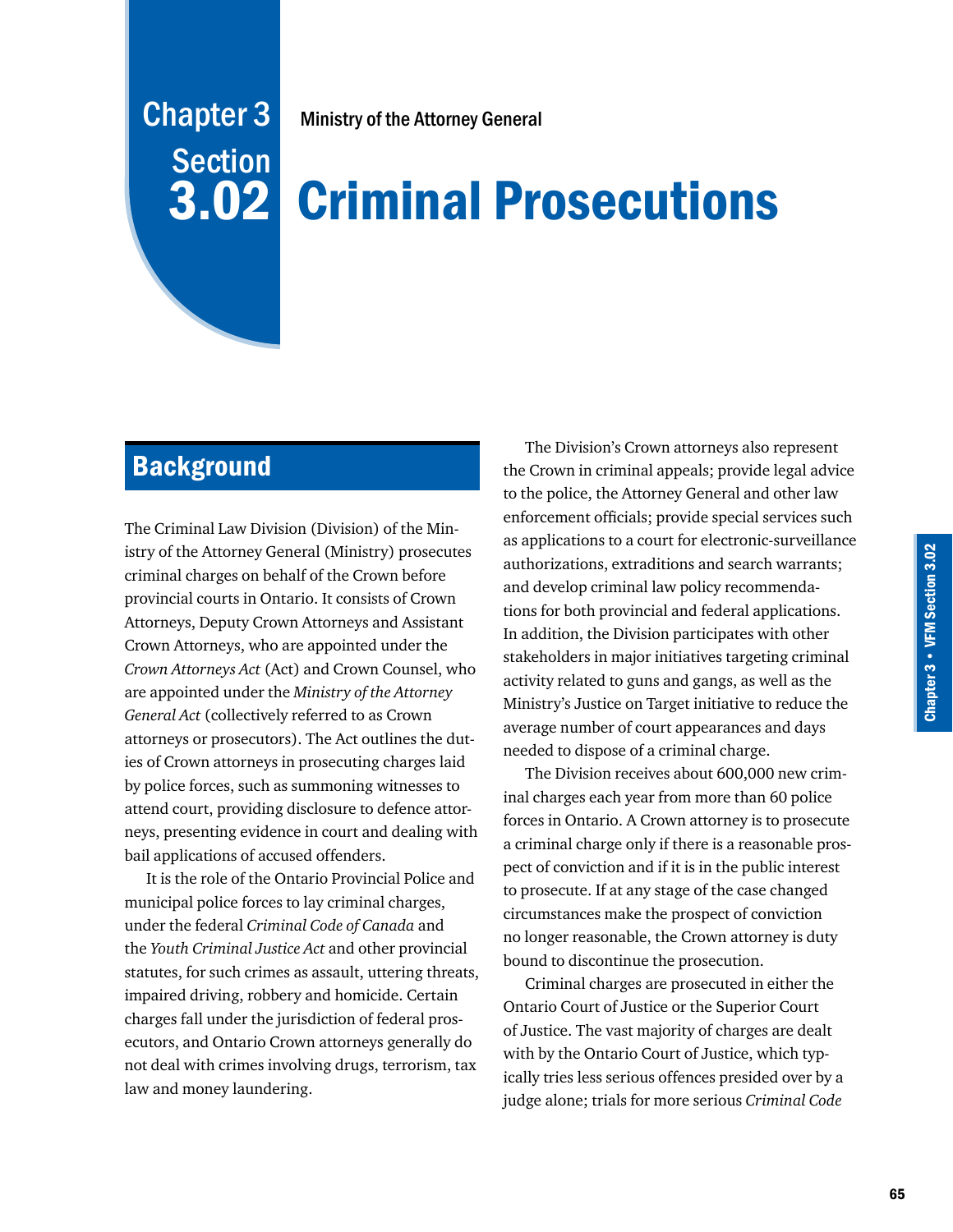Chapter 3
Section
3.02

Ministry of the Attorney General

# Criminal Prosecutions

## Background

The Criminal Law Division (Division) of the Ministry of the Attorney General (Ministry) prosecutes criminal charges on behalf of the Crown before provincial courts in Ontario. It consists of Crown Attorneys, Deputy Crown Attorneys and Assistant Crown Attorneys, who are appointed under the *Crown Attorneys Act* (Act) and Crown Counsel, who are appointed under the *Ministry of the Attorney General Act* (collectively referred to as Crown attorneys or prosecutors). The Act outlines the duties of Crown attorneys in prosecuting charges laid by police forces, such as summoning witnesses to attend court, providing disclosure to defence attorneys, presenting evidence in court and dealing with bail applications of accused offenders.

It is the role of the Ontario Provincial Police and municipal police forces to lay criminal charges, under the federal *Criminal Code of Canada* and the *Youth Criminal Justice Act* and other provincial statutes, for such crimes as assault, uttering threats, impaired driving, robbery and homicide. Certain charges fall under the jurisdiction of federal prosecutors, and Ontario Crown attorneys generally do not deal with crimes involving drugs, terrorism, tax law and money laundering.

The Division's Crown attorneys also represent the Crown in criminal appeals; provide legal advice to the police, the Attorney General and other law enforcement officials; provide special services such as applications to a court for electronic-surveillance authorizations, extraditions and search warrants; and develop criminal law policy recommendations for both provincial and federal applications. In addition, the Division participates with other stakeholders in major initiatives targeting criminal activity related to guns and gangs, as well as the Ministry's Justice on Target initiative to reduce the average number of court appearances and days needed to dispose of a criminal charge.

The Division receives about 600,000 new criminal charges each year from more than 60 police forces in Ontario. A Crown attorney is to prosecute a criminal charge only if there is a reasonable prospect of conviction and if it is in the public interest to prosecute. If at any stage of the case changed circumstances make the prospect of conviction no longer reasonable, the Crown attorney is duty bound to discontinue the prosecution.

Criminal charges are prosecuted in either the Ontario Court of Justice or the Superior Court of Justice. The vast majority of charges are dealt with by the Ontario Court of Justice, which typically tries less serious offences presided over by a judge alone; trials for more serious *Criminal Code*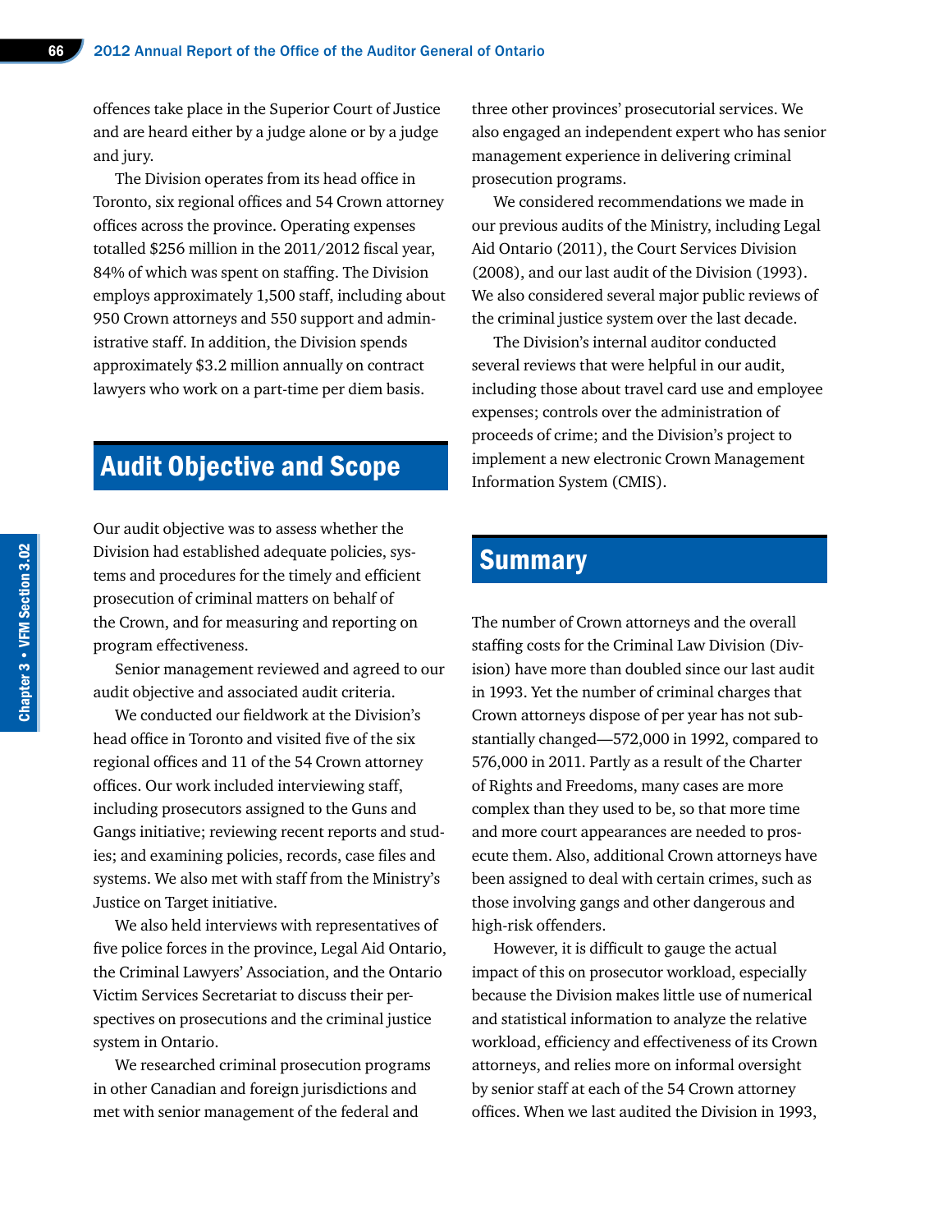offences take place in the Superior Court of Justice and are heard either by a judge alone or by a judge and jury.

The Division operates from its head office in Toronto, six regional offices and 54 Crown attorney offices across the province. Operating expenses totalled $256 million in the 2011/2012 fiscal year, 84% of which was spent on staffing. The Division employs approximately 1,500 staff, including about 950 Crown attorneys and 550 support and administrative staff. In addition, the Division spends approximately $3.2 million annually on contract lawyers who work on a part-time per diem basis.

## Audit Objective and Scope

Our audit objective was to assess whether the Division had established adequate policies, systems and procedures for the timely and efficient prosecution of criminal matters on behalf of the Crown, and for measuring and reporting on program effectiveness.

Senior management reviewed and agreed to our audit objective and associated audit criteria.

We conducted our fieldwork at the Division's head office in Toronto and visited five of the six regional offices and 11 of the 54 Crown attorney offices. Our work included interviewing staff, including prosecutors assigned to the Guns and Gangs initiative; reviewing recent reports and studies; and examining policies, records, case files and systems. We also met with staff from the Ministry's Justice on Target initiative.

We also held interviews with representatives of five police forces in the province, Legal Aid Ontario, the Criminal Lawyers' Association, and the Ontario Victim Services Secretariat to discuss their perspectives on prosecutions and the criminal justice system in Ontario.

We researched criminal prosecution programs in other Canadian and foreign jurisdictions and met with senior management of the federal and three other provinces' prosecutorial services. We also engaged an independent expert who has senior management experience in delivering criminal prosecution programs.

We considered recommendations we made in our previous audits of the Ministry, including Legal Aid Ontario (2011), the Court Services Division (2008), and our last audit of the Division (1993). We also considered several major public reviews of the criminal justice system over the last decade.

The Division's internal auditor conducted several reviews that were helpful in our audit, including those about travel card use and employee expenses; controls over the administration of proceeds of crime; and the Division's project to implement a new electronic Crown Management Information System (CMIS).

## Summary

The number of Crown attorneys and the overall staffing costs for the Criminal Law Division (Division) have more than doubled since our last audit in 1993. Yet the number of criminal charges that Crown attorneys dispose of per year has not substantially changed—572,000 in 1992, compared to 576,000 in 2011. Partly as a result of the Charter of Rights and Freedoms, many cases are more complex than they used to be, so that more time and more court appearances are needed to prosecute them. Also, additional Crown attorneys have been assigned to deal with certain crimes, such as those involving gangs and other dangerous and high-risk offenders.

However, it is difficult to gauge the actual impact of this on prosecutor workload, especially because the Division makes little use of numerical and statistical information to analyze the relative workload, efficiency and effectiveness of its Crown attorneys, and relies more on informal oversight by senior staff at each of the 54 Crown attorney offices. When we last audited the Division in 1993,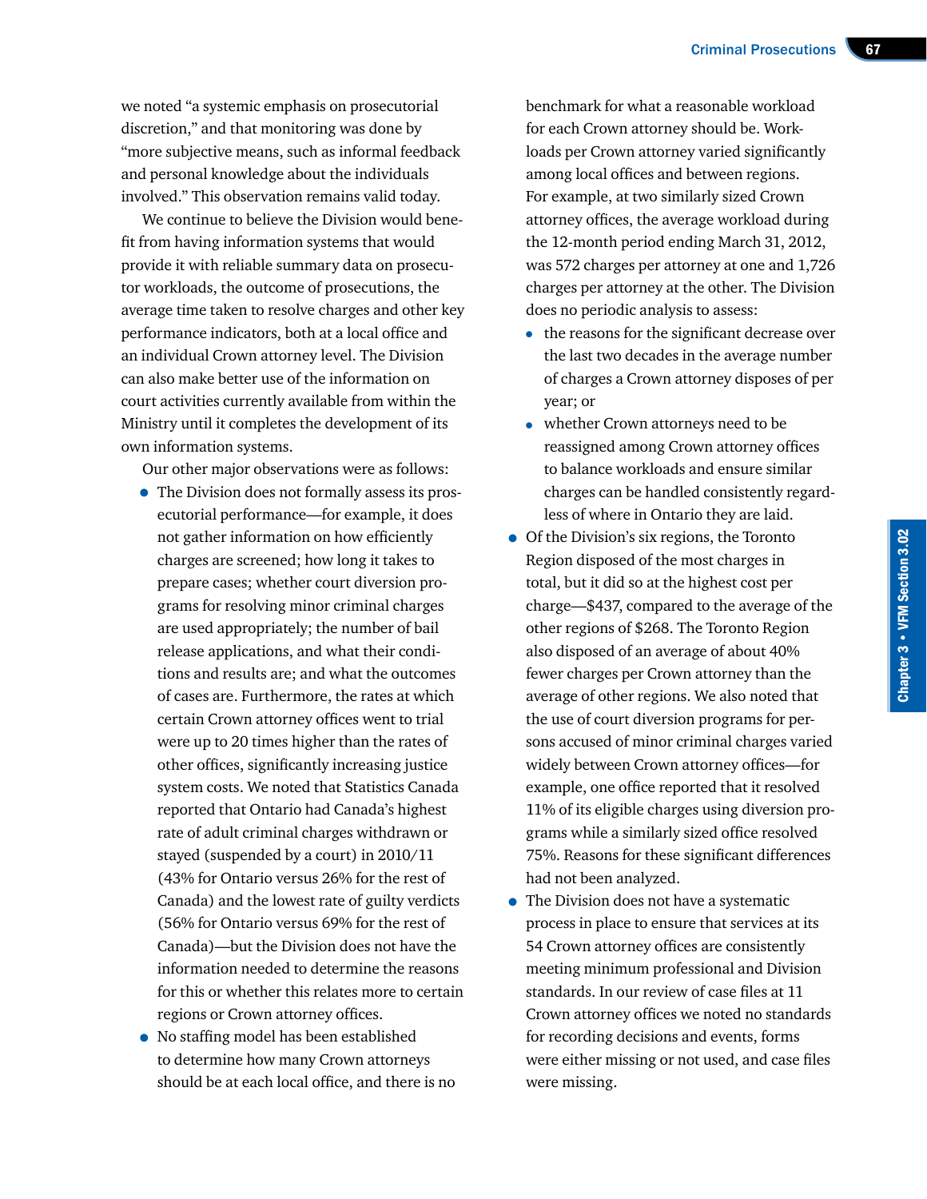we noted "a systemic emphasis on prosecutorial discretion," and that monitoring was done by "more subjective means, such as informal feedback and personal knowledge about the individuals involved." This observation remains valid today.

We continue to believe the Division would benefit from having information systems that would provide it with reliable summary data on prosecutor workloads, the outcome of prosecutions, the average time taken to resolve charges and other key performance indicators, both at a local office and an individual Crown attorney level. The Division can also make better use of the information on court activities currently available from within the Ministry until it completes the development of its own information systems.

Our other major observations were as follows:

- The Division does not formally assess its prosecutorial performance—for example, it does not gather information on how efficiently charges are screened; how long it takes to prepare cases; whether court diversion programs for resolving minor criminal charges are used appropriately; the number of bail release applications, and what their conditions and results are; and what the outcomes of cases are. Furthermore, the rates at which certain Crown attorney offices went to trial were up to 20 times higher than the rates of other offices, significantly increasing justice system costs. We noted that Statistics Canada reported that Ontario had Canada's highest rate of adult criminal charges withdrawn or stayed (suspended by a court) in 2010/11 (43% for Ontario versus 26% for the rest of Canada) and the lowest rate of guilty verdicts (56% for Ontario versus 69% for the rest of Canada)—but the Division does not have the information needed to determine the reasons for this or whether this relates more to certain regions or Crown attorney offices.
- No staffing model has been established to determine how many Crown attorneys should be at each local office, and there is no benchmark for what a reasonable workload for each Crown attorney should be. Workloads per Crown attorney varied significantly among local offices and between regions. For example, at two similarly sized Crown attorney offices, the average workload during the 12-month period ending March 31, 2012, was 572 charges per attorney at one and 1,726 charges per attorney at the other. The Division does no periodic analysis to assess:
  - the reasons for the significant decrease over the last two decades in the average number of charges a Crown attorney disposes of per year; or
  - whether Crown attorneys need to be reassigned among Crown attorney offices to balance workloads and ensure similar charges can be handled consistently regardless of where in Ontario they are laid.
- Of the Division's six regions, the Toronto Region disposed of the most charges in total, but it did so at the highest cost per charge—$437, compared to the average of the other regions of $268. The Toronto Region also disposed of an average of about 40% fewer charges per Crown attorney than the average of other regions. We also noted that the use of court diversion programs for persons accused of minor criminal charges varied widely between Crown attorney offices—for example, one office reported that it resolved 11% of its eligible charges using diversion programs while a similarly sized office resolved 75%. Reasons for these significant differences had not been analyzed.
- The Division does not have a systematic process in place to ensure that services at its 54 Crown attorney offices are consistently meeting minimum professional and Division standards. In our review of case files at 11 Crown attorney offices we noted no standards for recording decisions and events, forms were either missing or not used, and case files were missing.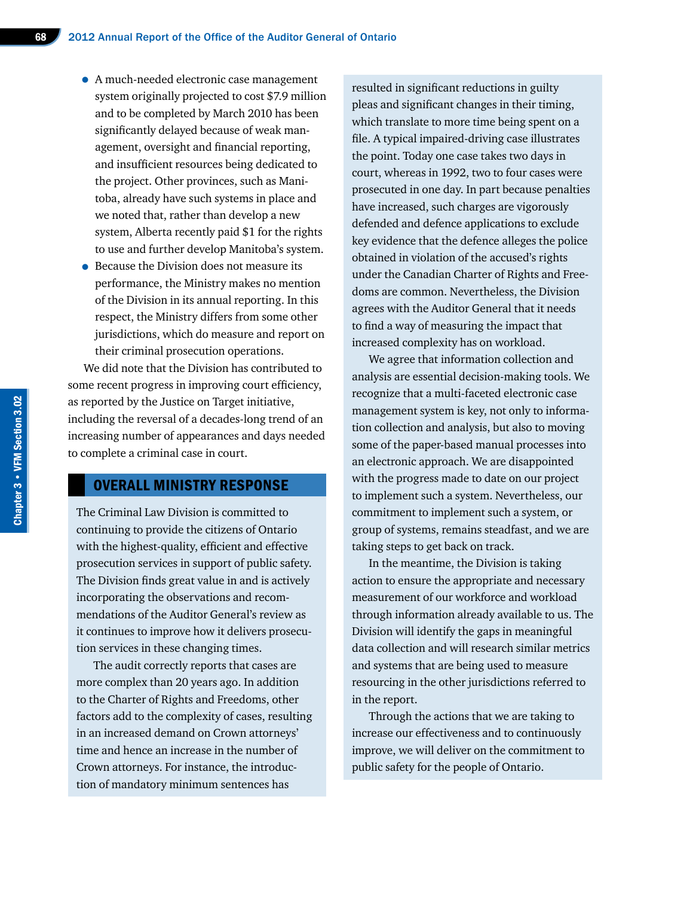- A much-needed electronic case management system originally projected to cost $7.9 million and to be completed by March 2010 has been significantly delayed because of weak management, oversight and financial reporting, and insufficient resources being dedicated to the project. Other provinces, such as Manitoba, already have such systems in place and we noted that, rather than develop a new system, Alberta recently paid $1 for the rights to use and further develop Manitoba's system.
- Because the Division does not measure its performance, the Ministry makes no mention of the Division in its annual reporting. In this respect, the Ministry differs from some other jurisdictions, which do measure and report on their criminal prosecution operations.

We did note that the Division has contributed to some recent progress in improving court efficiency, as reported by the Justice on Target initiative, including the reversal of a decades-long trend of an increasing number of appearances and days needed to complete a criminal case in court.

## OVERALL MINISTRY RESPONSE

The Criminal Law Division is committed to continuing to provide the citizens of Ontario with the highest-quality, efficient and effective prosecution services in support of public safety. The Division finds great value in and is actively incorporating the observations and recommendations of the Auditor General's review as it continues to improve how it delivers prosecution services in these changing times.

The audit correctly reports that cases are more complex than 20 years ago. In addition to the Charter of Rights and Freedoms, other factors add to the complexity of cases, resulting in an increased demand on Crown attorneys' time and hence an increase in the number of Crown attorneys. For instance, the introduction of mandatory minimum sentences has resulted in significant reductions in guilty pleas and significant changes in their timing, which translate to more time being spent on a file. A typical impaired-driving case illustrates the point. Today one case takes two days in court, whereas in 1992, two to four cases were prosecuted in one day. In part because penalties have increased, such charges are vigorously defended and defence applications to exclude key evidence that the defence alleges the police obtained in violation of the accused's rights under the Canadian Charter of Rights and Freedoms are common. Nevertheless, the Division agrees with the Auditor General that it needs to find a way of measuring the impact that increased complexity has on workload.

We agree that information collection and analysis are essential decision-making tools. We recognize that a multi-faceted electronic case management system is key, not only to information collection and analysis, but also to moving some of the paper-based manual processes into an electronic approach. We are disappointed with the progress made to date on our project to implement such a system. Nevertheless, our commitment to implement such a system, or group of systems, remains steadfast, and we are taking steps to get back on track.

In the meantime, the Division is taking action to ensure the appropriate and necessary measurement of our workforce and workload through information already available to us. The Division will identify the gaps in meaningful data collection and will research similar metrics and systems that are being used to measure resourcing in the other jurisdictions referred to in the report.

Through the actions that we are taking to increase our effectiveness and to continuously improve, we will deliver on the commitment to public safety for the people of Ontario.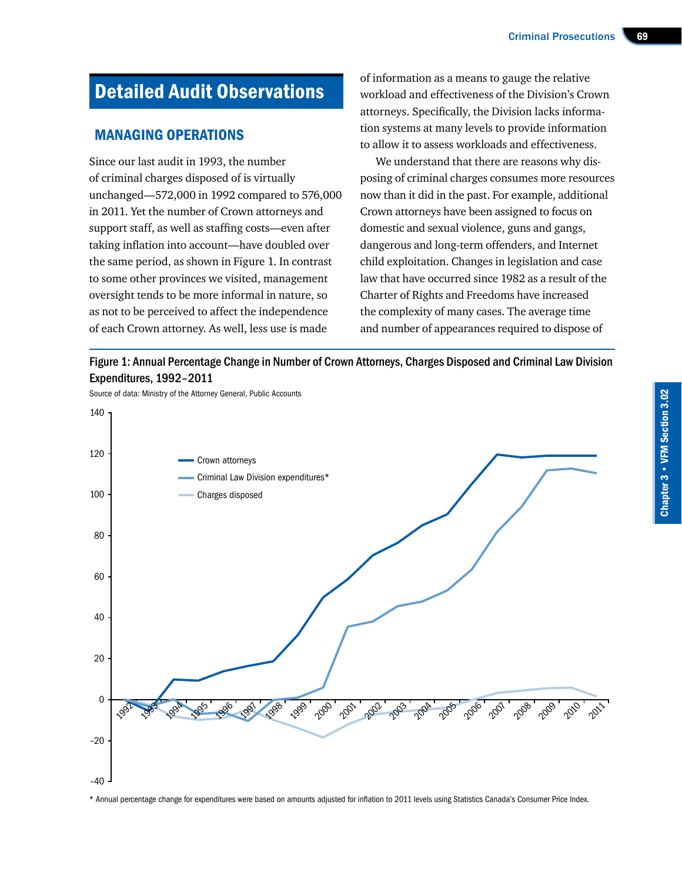# Detailed Audit Observations

## MANAGING OPERATIONS

Since our last audit in 1993, the number of criminal charges disposed of is virtually unchanged—572,000 in 1992 compared to 576,000 in 2011. Yet the number of Crown attorneys and support staff, as well as staffing costs—even after taking inflation into account—have doubled over the same period, as shown in Figure 1. In contrast to some other provinces we visited, management oversight tends to be more informal in nature, so as not to be perceived to affect the independence of each Crown attorney. As well, less use is made of information as a means to gauge the relative workload and effectiveness of the Division's Crown attorneys. Specifically, the Division lacks information systems at many levels to provide information to allow it to assess workloads and effectiveness.

We understand that there are reasons why disposing of criminal charges consumes more resources now than it did in the past. For example, additional Crown attorneys have been assigned to focus on domestic and sexual violence, guns and gangs, dangerous and long-term offenders, and Internet child exploitation. Changes in legislation and case law that have occurred since 1982 as a result of the Charter of Rights and Freedoms have increased the complexity of many cases. The average time and number of appearances required to dispose of

Figure 1: Annual Percentage Change in Number of Crown Attorneys, Charges Disposed and Criminal Law Division Expenditures, 1992–2011

Source of data: Ministry of the Attorney General, Public Accounts

* Annual percentage change for expenditures were based on amounts adjusted for inflation to 2011 levels using Statistics Canada's Consumer Price Index.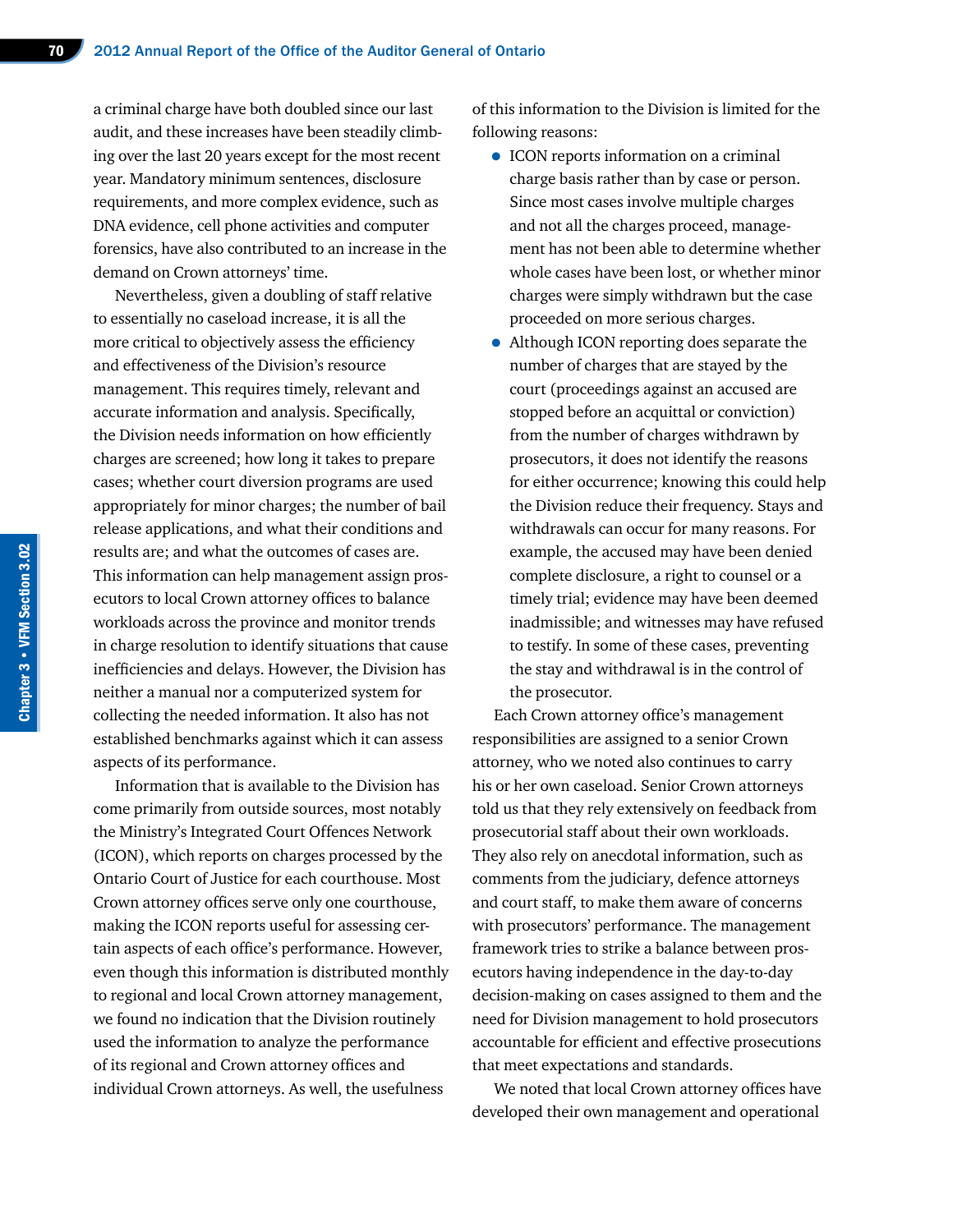a criminal charge have both doubled since our last audit, and these increases have been steadily climbing over the last 20 years except for the most recent year. Mandatory minimum sentences, disclosure requirements, and more complex evidence, such as DNA evidence, cell phone activities and computer forensics, have also contributed to an increase in the demand on Crown attorneys' time.

Nevertheless, given a doubling of staff relative to essentially no caseload increase, it is all the more critical to objectively assess the efficiency and effectiveness of the Division's resource management. This requires timely, relevant and accurate information and analysis. Specifically, the Division needs information on how efficiently charges are screened; how long it takes to prepare cases; whether court diversion programs are used appropriately for minor charges; the number of bail release applications, and what their conditions and results are; and what the outcomes of cases are. This information can help management assign prosecutors to local Crown attorney offices to balance workloads across the province and monitor trends in charge resolution to identify situations that cause inefficiencies and delays. However, the Division has neither a manual nor a computerized system for collecting the needed information. It also has not established benchmarks against which it can assess aspects of its performance.

Information that is available to the Division has come primarily from outside sources, most notably the Ministry's Integrated Court Offences Network (ICON), which reports on charges processed by the Ontario Court of Justice for each courthouse. Most Crown attorney offices serve only one courthouse, making the ICON reports useful for assessing certain aspects of each office's performance. However, even though this information is distributed monthly to regional and local Crown attorney management, we found no indication that the Division routinely used the information to analyze the performance of its regional and Crown attorney offices and individual Crown attorneys. As well, the usefulness of this information to the Division is limited for the following reasons:

- ICON reports information on a criminal charge basis rather than by case or person. Since most cases involve multiple charges and not all the charges proceed, management has not been able to determine whether whole cases have been lost, or whether minor charges were simply withdrawn but the case proceeded on more serious charges.
- Although ICON reporting does separate the number of charges that are stayed by the court (proceedings against an accused are stopped before an acquittal or conviction) from the number of charges withdrawn by prosecutors, it does not identify the reasons for either occurrence; knowing this could help the Division reduce their frequency. Stays and withdrawals can occur for many reasons. For example, the accused may have been denied complete disclosure, a right to counsel or a timely trial; evidence may have been deemed inadmissible; and witnesses may have refused to testify. In some of these cases, preventing the stay and withdrawal is in the control of the prosecutor.

Each Crown attorney office's management responsibilities are assigned to a senior Crown attorney, who we noted also continues to carry his or her own caseload. Senior Crown attorneys told us that they rely extensively on feedback from prosecutorial staff about their own workloads. They also rely on anecdotal information, such as comments from the judiciary, defence attorneys and court staff, to make them aware of concerns with prosecutors' performance. The management framework tries to strike a balance between prosecutors having independence in the day-to-day decision-making on cases assigned to them and the need for Division management to hold prosecutors accountable for efficient and effective prosecutions that meet expectations and standards.

We noted that local Crown attorney offices have developed their own management and operational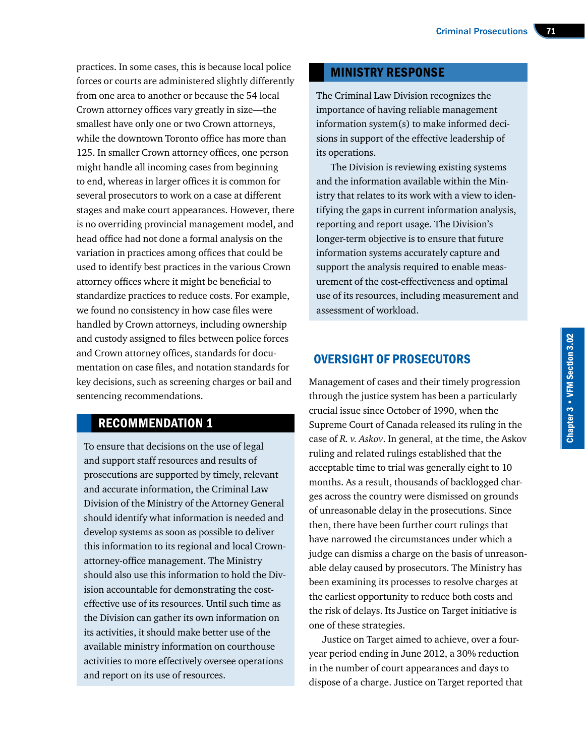practices. In some cases, this is because local police forces or courts are administered slightly differently from one area to another or because the 54 local Crown attorney offices vary greatly in size—the smallest have only one or two Crown attorneys, while the downtown Toronto office has more than 125. In smaller Crown attorney offices, one person might handle all incoming cases from beginning to end, whereas in larger offices it is common for several prosecutors to work on a case at different stages and make court appearances. However, there is no overriding provincial management model, and head office had not done a formal analysis on the variation in practices among offices that could be used to identify best practices in the various Crown attorney offices where it might be beneficial to standardize practices to reduce costs. For example, we found no consistency in how case files were handled by Crown attorneys, including ownership and custody assigned to files between police forces and Crown attorney offices, standards for documentation on case files, and notation standards for key decisions, such as screening charges or bail and sentencing recommendations.

## RECOMMENDATION 1

To ensure that decisions on the use of legal and support staff resources and results of prosecutions are supported by timely, relevant and accurate information, the Criminal Law Division of the Ministry of the Attorney General should identify what information is needed and develop systems as soon as possible to deliver this information to its regional and local Crown-attorney-office management. The Ministry should also use this information to hold the Division accountable for demonstrating the cost-effective use of its resources. Until such time as the Division can gather its own information on its activities, it should make better use of the available ministry information on courthouse activities to more effectively oversee operations and report on its use of resources.

## MINISTRY RESPONSE

The Criminal Law Division recognizes the importance of having reliable management information system(s) to make informed decisions in support of the effective leadership of its operations.

The Division is reviewing existing systems and the information available within the Ministry that relates to its work with a view to identifying the gaps in current information analysis, reporting and report usage. The Division's longer-term objective is to ensure that future information systems accurately capture and support the analysis required to enable measurement of the cost-effectiveness and optimal use of its resources, including measurement and assessment of workload.

## OVERSIGHT OF PROSECUTORS

Management of cases and their timely progression through the justice system has been a particularly crucial issue since October of 1990, when the Supreme Court of Canada released its ruling in the case of *R. v. Askov*. In general, at the time, the Askov ruling and related rulings established that the acceptable time to trial was generally eight to 10 months. As a result, thousands of backlogged charges across the country were dismissed on grounds of unreasonable delay in the prosecutions. Since then, there have been further court rulings that have narrowed the circumstances under which a judge can dismiss a charge on the basis of unreasonable delay caused by prosecutors. The Ministry has been examining its processes to resolve charges at the earliest opportunity to reduce both costs and the risk of delays. Its Justice on Target initiative is one of these strategies.

Justice on Target aimed to achieve, over a four-year period ending in June 2012, a 30% reduction in the number of court appearances and days to dispose of a charge. Justice on Target reported that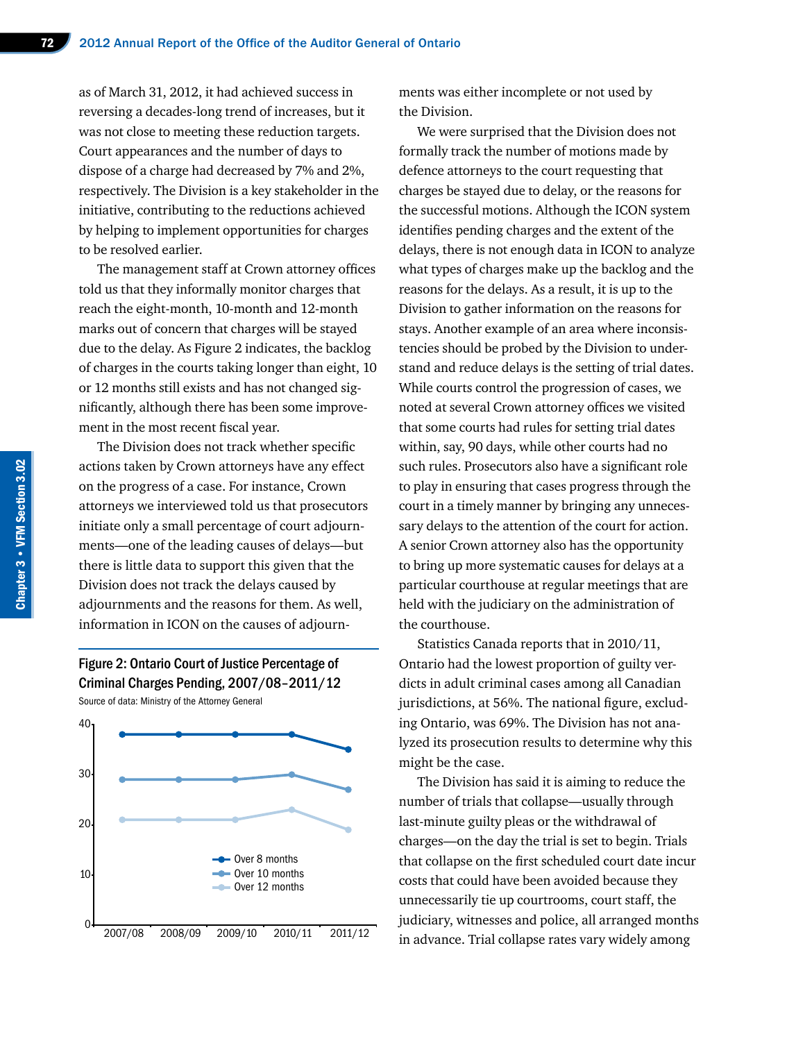as of March 31, 2012, it had achieved success in reversing a decades-long trend of increases, but it was not close to meeting these reduction targets. Court appearances and the number of days to dispose of a charge had decreased by 7% and 2%, respectively. The Division is a key stakeholder in the initiative, contributing to the reductions achieved by helping to implement opportunities for charges to be resolved earlier.

The management staff at Crown attorney offices told us that they informally monitor charges that reach the eight-month, 10-month and 12-month marks out of concern that charges will be stayed due to the delay. As Figure 2 indicates, the backlog of charges in the courts taking longer than eight, 10 or 12 months still exists and has not changed significantly, although there has been some improvement in the most recent fiscal year.

The Division does not track whether specific actions taken by Crown attorneys have any effect on the progress of a case. For instance, Crown attorneys we interviewed told us that prosecutors initiate only a small percentage of court adjournments—one of the leading causes of delays—but there is little data to support this given that the Division does not track the delays caused by adjournments and the reasons for them. As well, information in ICON on the causes of adjournments was either incomplete or not used by the Division.

**Figure 2: Ontario Court of Justice Percentage of Criminal Charges Pending, 2007/08–2011/12**

Source of data: Ministry of the Attorney General

| | 2007/08 | 2008/09 | 2009/10 | 2010/11 | 2011/12 |
|---|---|---|---|---|---|
| Over 8 months | 38 | 38 | 38 | 38 | 35 |
| Over 10 months | 29 | 29 | 29 | 30 | 27 |
| Over 12 months | 21 | 21 | 21 | 23 | 19 |

We were surprised that the Division does not formally track the number of motions made by defence attorneys to the court requesting that charges be stayed due to delay, or the reasons for the successful motions. Although the ICON system identifies pending charges and the extent of the delays, there is not enough data in ICON to analyze what types of charges make up the backlog and the reasons for the delays. As a result, it is up to the Division to gather information on the reasons for stays. Another example of an area where inconsistencies should be probed by the Division to understand and reduce delays is the setting of trial dates. While courts control the progression of cases, we noted at several Crown attorney offices we visited that some courts had rules for setting trial dates within, say, 90 days, while other courts had no such rules. Prosecutors also have a significant role to play in ensuring that cases progress through the court in a timely manner by bringing any unnecessary delays to the attention of the court for action. A senior Crown attorney also has the opportunity to bring up more systematic causes for delays at a particular courthouse at regular meetings that are held with the judiciary on the administration of the courthouse.

Statistics Canada reports that in 2010/11, Ontario had the lowest proportion of guilty verdicts in adult criminal cases among all Canadian jurisdictions, at 56%. The national figure, excluding Ontario, was 69%. The Division has not analyzed its prosecution results to determine why this might be the case.

The Division has said it is aiming to reduce the number of trials that collapse—usually through last-minute guilty pleas or the withdrawal of charges—on the day the trial is set to begin. Trials that collapse on the first scheduled court date incur costs that could have been avoided because they unnecessarily tie up courtrooms, court staff, the judiciary, witnesses and police, all arranged months in advance. Trial collapse rates vary widely among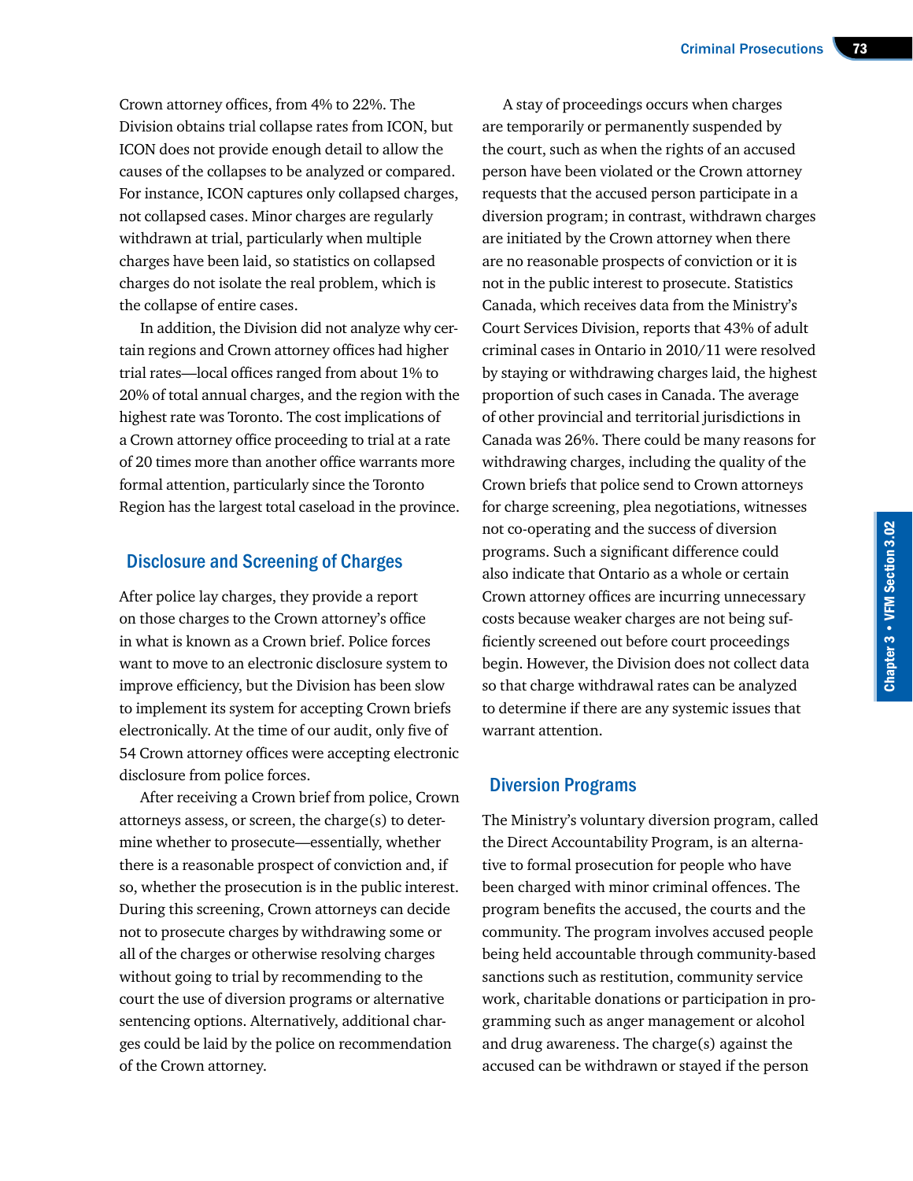Crown attorney offices, from 4% to 22%. The Division obtains trial collapse rates from ICON, but ICON does not provide enough detail to allow the causes of the collapses to be analyzed or compared. For instance, ICON captures only collapsed charges, not collapsed cases. Minor charges are regularly withdrawn at trial, particularly when multiple charges have been laid, so statistics on collapsed charges do not isolate the real problem, which is the collapse of entire cases.

In addition, the Division did not analyze why certain regions and Crown attorney offices had higher trial rates—local offices ranged from about 1% to 20% of total annual charges, and the region with the highest rate was Toronto. The cost implications of a Crown attorney office proceeding to trial at a rate of 20 times more than another office warrants more formal attention, particularly since the Toronto Region has the largest total caseload in the province.

## Disclosure and Screening of Charges

After police lay charges, they provide a report on those charges to the Crown attorney's office in what is known as a Crown brief. Police forces want to move to an electronic disclosure system to improve efficiency, but the Division has been slow to implement its system for accepting Crown briefs electronically. At the time of our audit, only five of 54 Crown attorney offices were accepting electronic disclosure from police forces.

After receiving a Crown brief from police, Crown attorneys assess, or screen, the charge(s) to determine whether to prosecute—essentially, whether there is a reasonable prospect of conviction and, if so, whether the prosecution is in the public interest. During this screening, Crown attorneys can decide not to prosecute charges by withdrawing some or all of the charges or otherwise resolving charges without going to trial by recommending to the court the use of diversion programs or alternative sentencing options. Alternatively, additional charges could be laid by the police on recommendation of the Crown attorney.

A stay of proceedings occurs when charges are temporarily or permanently suspended by the court, such as when the rights of an accused person have been violated or the Crown attorney requests that the accused person participate in a diversion program; in contrast, withdrawn charges are initiated by the Crown attorney when there are no reasonable prospects of conviction or it is not in the public interest to prosecute. Statistics Canada, which receives data from the Ministry's Court Services Division, reports that 43% of adult criminal cases in Ontario in 2010/11 were resolved by staying or withdrawing charges laid, the highest proportion of such cases in Canada. The average of other provincial and territorial jurisdictions in Canada was 26%. There could be many reasons for withdrawing charges, including the quality of the Crown briefs that police send to Crown attorneys for charge screening, plea negotiations, witnesses not co-operating and the success of diversion programs. Such a significant difference could also indicate that Ontario as a whole or certain Crown attorney offices are incurring unnecessary costs because weaker charges are not being sufficiently screened out before court proceedings begin. However, the Division does not collect data so that charge withdrawal rates can be analyzed to determine if there are any systemic issues that warrant attention.

## Diversion Programs

The Ministry's voluntary diversion program, called the Direct Accountability Program, is an alternative to formal prosecution for people who have been charged with minor criminal offences. The program benefits the accused, the courts and the community. The program involves accused people being held accountable through community-based sanctions such as restitution, community service work, charitable donations or participation in programming such as anger management or alcohol and drug awareness. The charge(s) against the accused can be withdrawn or stayed if the person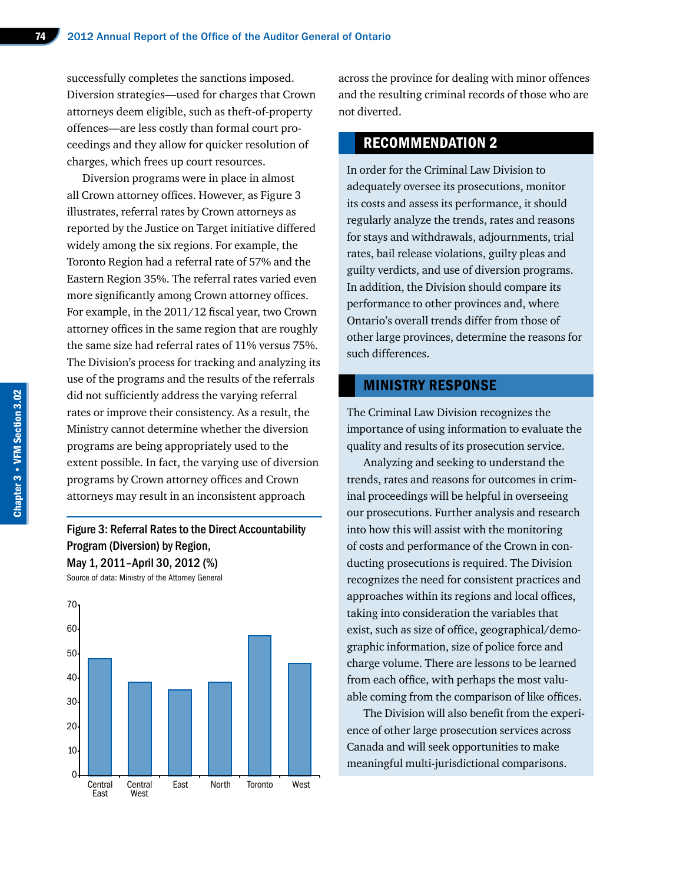successfully completes the sanctions imposed. Diversion strategies—used for charges that Crown attorneys deem eligible, such as theft-of-property offences—are less costly than formal court proceedings and they allow for quicker resolution of charges, which frees up court resources.

Diversion programs were in place in almost all Crown attorney offices. However, as Figure 3 illustrates, referral rates by Crown attorneys as reported by the Justice on Target initiative differed widely among the six regions. For example, the Toronto Region had a referral rate of 57% and the Eastern Region 35%. The referral rates varied even more significantly among Crown attorney offices. For example, in the 2011/12 fiscal year, two Crown attorney offices in the same region that are roughly the same size had referral rates of 11% versus 75%. The Division's process for tracking and analyzing its use of the programs and the results of the referrals did not sufficiently address the varying referral rates or improve their consistency. As a result, the Ministry cannot determine whether the diversion programs are being appropriately used to the extent possible. In fact, the varying use of diversion programs by Crown attorney offices and Crown attorneys may result in an inconsistent approach across the province for dealing with minor offences and the resulting criminal records of those who are not diverted.

**Figure 3: Referral Rates to the Direct Accountability Program (Diversion) by Region, May 1, 2011–April 30, 2012 (%)**
Source of data: Ministry of the Attorney General

| Region | Referral Rate (%) |
|---|---|
| Central East | 48 |
| Central West | 38 |
| East | 35 |
| North | 38 |
| Toronto | 57 |
| West | 46 |

## RECOMMENDATION 2

In order for the Criminal Law Division to adequately oversee its prosecutions, monitor its costs and assess its performance, it should regularly analyze the trends, rates and reasons for stays and withdrawals, adjournments, trial rates, bail release violations, guilty pleas and guilty verdicts, and use of diversion programs. In addition, the Division should compare its performance to other provinces and, where Ontario's overall trends differ from those of other large provinces, determine the reasons for such differences.

## MINISTRY RESPONSE

The Criminal Law Division recognizes the importance of using information to evaluate the quality and results of its prosecution service.

Analyzing and seeking to understand the trends, rates and reasons for outcomes in criminal proceedings will be helpful in overseeing our prosecutions. Further analysis and research into how this will assist with the monitoring of costs and performance of the Crown in conducting prosecutions is required. The Division recognizes the need for consistent practices and approaches within its regions and local offices, taking into consideration the variables that exist, such as size of office, geographical/demographic information, size of police force and charge volume. There are lessons to be learned from each office, with perhaps the most valuable coming from the comparison of like offices.

The Division will also benefit from the experience of other large prosecution services across Canada and will seek opportunities to make meaningful multi-jurisdictional comparisons.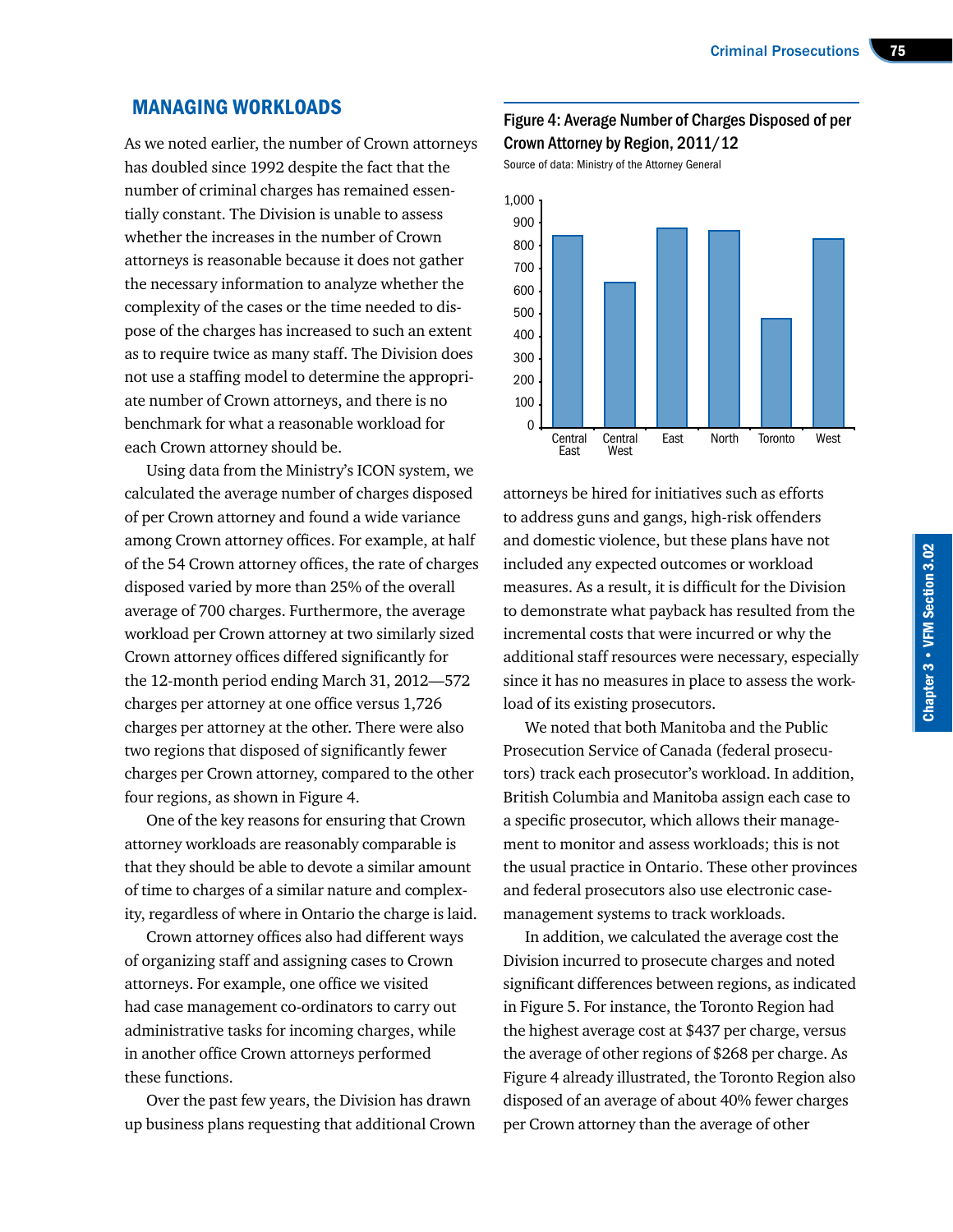## MANAGING WORKLOADS

As we noted earlier, the number of Crown attorneys has doubled since 1992 despite the fact that the number of criminal charges has remained essentially constant. The Division is unable to assess whether the increases in the number of Crown attorneys is reasonable because it does not gather the necessary information to analyze whether the complexity of the cases or the time needed to dispose of the charges has increased to such an extent as to require twice as many staff. The Division does not use a staffing model to determine the appropriate number of Crown attorneys, and there is no benchmark for what a reasonable workload for each Crown attorney should be.

Using data from the Ministry's ICON system, we calculated the average number of charges disposed of per Crown attorney and found a wide variance among Crown attorney offices. For example, at half of the 54 Crown attorney offices, the rate of charges disposed varied by more than 25% of the overall average of 700 charges. Furthermore, the average workload per Crown attorney at two similarly sized Crown attorney offices differed significantly for the 12-month period ending March 31, 2012—572 charges per attorney at one office versus 1,726 charges per attorney at the other. There were also two regions that disposed of significantly fewer charges per Crown attorney, compared to the other four regions, as shown in Figure 4.

**Figure 4: Average Number of Charges Disposed of per Crown Attorney by Region, 2011/12**

Source of data: Ministry of the Attorney General

| Region | Average Number of Charges Disposed of per Crown Attorney |
|---|---|
| Central East | ~845 |
| Central West | ~640 |
| East | ~880 |
| North | ~865 |
| Toronto | ~480 |
| West | ~830 |

One of the key reasons for ensuring that Crown attorney workloads are reasonably comparable is that they should be able to devote a similar amount of time to charges of a similar nature and complexity, regardless of where in Ontario the charge is laid.

Crown attorney offices also had different ways of organizing staff and assigning cases to Crown attorneys. For example, one office we visited had case management co-ordinators to carry out administrative tasks for incoming charges, while in another office Crown attorneys performed these functions.

Over the past few years, the Division has drawn up business plans requesting that additional Crown attorneys be hired for initiatives such as efforts to address guns and gangs, high-risk offenders and domestic violence, but these plans have not included any expected outcomes or workload measures. As a result, it is difficult for the Division to demonstrate what payback has resulted from the incremental costs that were incurred or why the additional staff resources were necessary, especially since it has no measures in place to assess the workload of its existing prosecutors.

We noted that both Manitoba and the Public Prosecution Service of Canada (federal prosecutors) track each prosecutor's workload. In addition, British Columbia and Manitoba assign each case to a specific prosecutor, which allows their management to monitor and assess workloads; this is not the usual practice in Ontario. These other provinces and federal prosecutors also use electronic case-management systems to track workloads.

In addition, we calculated the average cost the Division incurred to prosecute charges and noted significant differences between regions, as indicated in Figure 5. For instance, the Toronto Region had the highest average cost at $437 per charge, versus the average of other regions of $268 per charge. As Figure 4 already illustrated, the Toronto Region also disposed of an average of about 40% fewer charges per Crown attorney than the average of other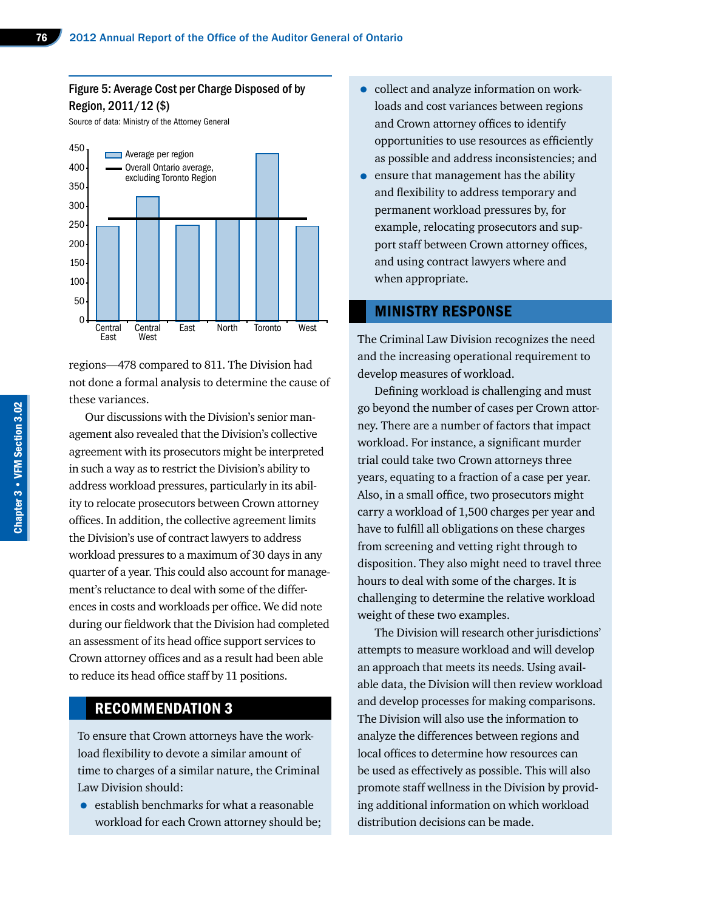Figure 5: Average Cost per Charge Disposed of by Region, 2011/12 ($)

Source of data: Ministry of the Attorney General

| Region | Average per region ($, approx.) |
|---|---|
| Central East | 245 |
| Central West | 325 |
| East | 250 |
| North | 265 |
| Toronto | 438 |
| West | 245 |

Overall Ontario average, excluding Toronto Region: approx. 268

regions—478 compared to 811. The Division had not done a formal analysis to determine the cause of these variances.

Our discussions with the Division's senior management also revealed that the Division's collective agreement with its prosecutors might be interpreted in such a way as to restrict the Division's ability to address workload pressures, particularly in its ability to relocate prosecutors between Crown attorney offices. In addition, the collective agreement limits the Division's use of contract lawyers to address workload pressures to a maximum of 30 days in any quarter of a year. This could also account for management's reluctance to deal with some of the differences in costs and workloads per office. We did note during our fieldwork that the Division had completed an assessment of its head office support services to Crown attorney offices and as a result had been able to reduce its head office staff by 11 positions.

## RECOMMENDATION 3

To ensure that Crown attorneys have the workload flexibility to devote a similar amount of time to charges of a similar nature, the Criminal Law Division should:

- establish benchmarks for what a reasonable workload for each Crown attorney should be;
- collect and analyze information on workloads and cost variances between regions and Crown attorney offices to identify opportunities to use resources as efficiently as possible and address inconsistencies; and
- ensure that management has the ability and flexibility to address temporary and permanent workload pressures by, for example, relocating prosecutors and support staff between Crown attorney offices, and using contract lawyers where and when appropriate.

## MINISTRY RESPONSE

The Criminal Law Division recognizes the need and the increasing operational requirement to develop measures of workload.

Defining workload is challenging and must go beyond the number of cases per Crown attorney. There are a number of factors that impact workload. For instance, a significant murder trial could take two Crown attorneys three years, equating to a fraction of a case per year. Also, in a small office, two prosecutors might carry a workload of 1,500 charges per year and have to fulfill all obligations on these charges from screening and vetting right through to disposition. They also might need to travel three hours to deal with some of the charges. It is challenging to determine the relative workload weight of these two examples.

The Division will research other jurisdictions' attempts to measure workload and will develop an approach that meets its needs. Using available data, the Division will then review workload and develop processes for making comparisons. The Division will also use the information to analyze the differences between regions and local offices to determine how resources can be used as effectively as possible. This will also promote staff wellness in the Division by providing additional information on which workload distribution decisions can be made.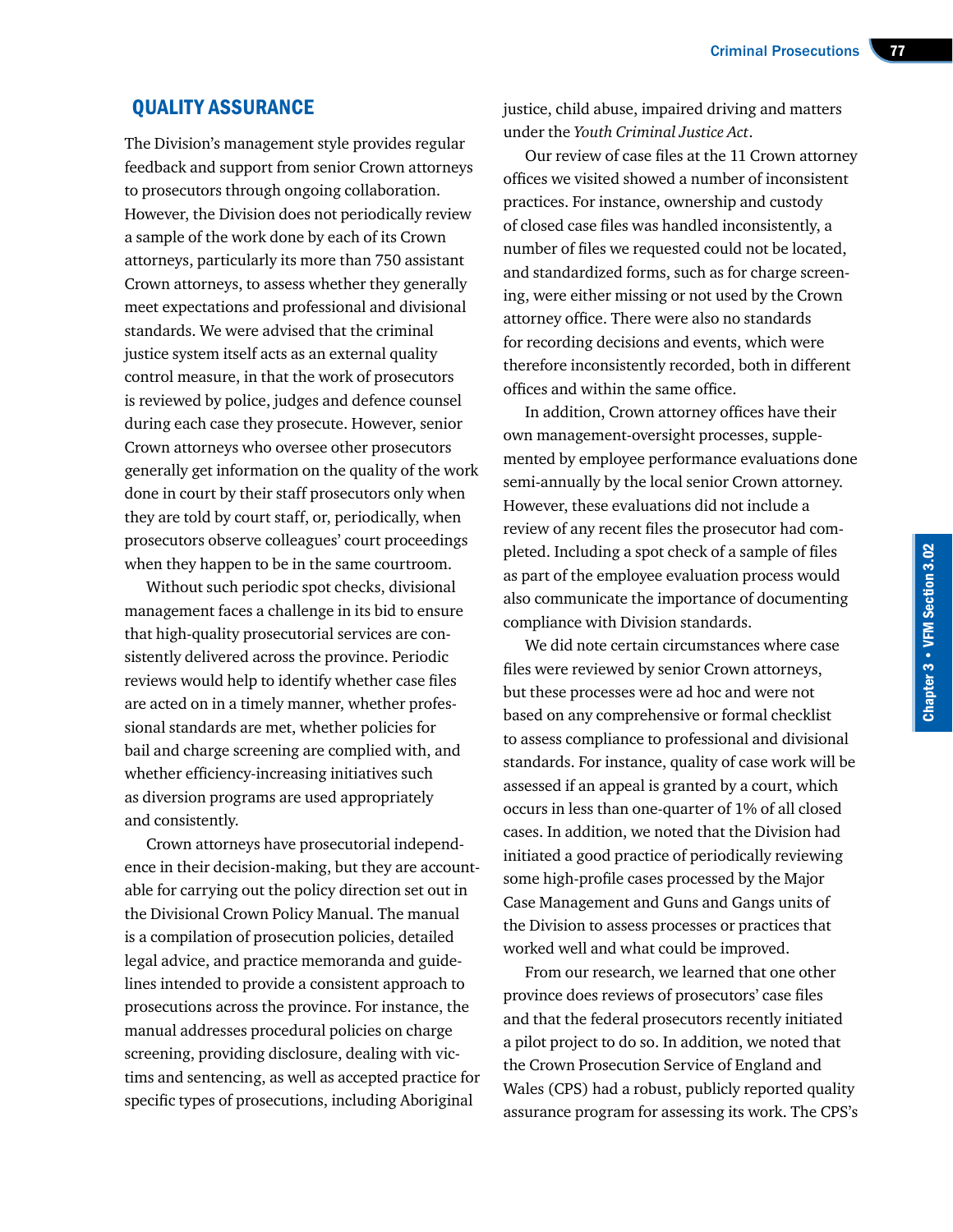## QUALITY ASSURANCE

The Division's management style provides regular feedback and support from senior Crown attorneys to prosecutors through ongoing collaboration. However, the Division does not periodically review a sample of the work done by each of its Crown attorneys, particularly its more than 750 assistant Crown attorneys, to assess whether they generally meet expectations and professional and divisional standards. We were advised that the criminal justice system itself acts as an external quality control measure, in that the work of prosecutors is reviewed by police, judges and defence counsel during each case they prosecute. However, senior Crown attorneys who oversee other prosecutors generally get information on the quality of the work done in court by their staff prosecutors only when they are told by court staff, or, periodically, when prosecutors observe colleagues' court proceedings when they happen to be in the same courtroom.

Without such periodic spot checks, divisional management faces a challenge in its bid to ensure that high-quality prosecutorial services are consistently delivered across the province. Periodic reviews would help to identify whether case files are acted on in a timely manner, whether professional standards are met, whether policies for bail and charge screening are complied with, and whether efficiency-increasing initiatives such as diversion programs are used appropriately and consistently.

Crown attorneys have prosecutorial independence in their decision-making, but they are accountable for carrying out the policy direction set out in the Divisional Crown Policy Manual. The manual is a compilation of prosecution policies, detailed legal advice, and practice memoranda and guidelines intended to provide a consistent approach to prosecutions across the province. For instance, the manual addresses procedural policies on charge screening, providing disclosure, dealing with victims and sentencing, as well as accepted practice for specific types of prosecutions, including Aboriginal justice, child abuse, impaired driving and matters under the *Youth Criminal Justice Act*.

Our review of case files at the 11 Crown attorney offices we visited showed a number of inconsistent practices. For instance, ownership and custody of closed case files was handled inconsistently, a number of files we requested could not be located, and standardized forms, such as for charge screening, were either missing or not used by the Crown attorney office. There were also no standards for recording decisions and events, which were therefore inconsistently recorded, both in different offices and within the same office.

In addition, Crown attorney offices have their own management-oversight processes, supplemented by employee performance evaluations done semi-annually by the local senior Crown attorney. However, these evaluations did not include a review of any recent files the prosecutor had completed. Including a spot check of a sample of files as part of the employee evaluation process would also communicate the importance of documenting compliance with Division standards.

We did note certain circumstances where case files were reviewed by senior Crown attorneys, but these processes were ad hoc and were not based on any comprehensive or formal checklist to assess compliance to professional and divisional standards. For instance, quality of case work will be assessed if an appeal is granted by a court, which occurs in less than one-quarter of 1% of all closed cases. In addition, we noted that the Division had initiated a good practice of periodically reviewing some high-profile cases processed by the Major Case Management and Guns and Gangs units of the Division to assess processes or practices that worked well and what could be improved.

From our research, we learned that one other province does reviews of prosecutors' case files and that the federal prosecutors recently initiated a pilot project to do so. In addition, we noted that the Crown Prosecution Service of England and Wales (CPS) had a robust, publicly reported quality assurance program for assessing its work. The CPS's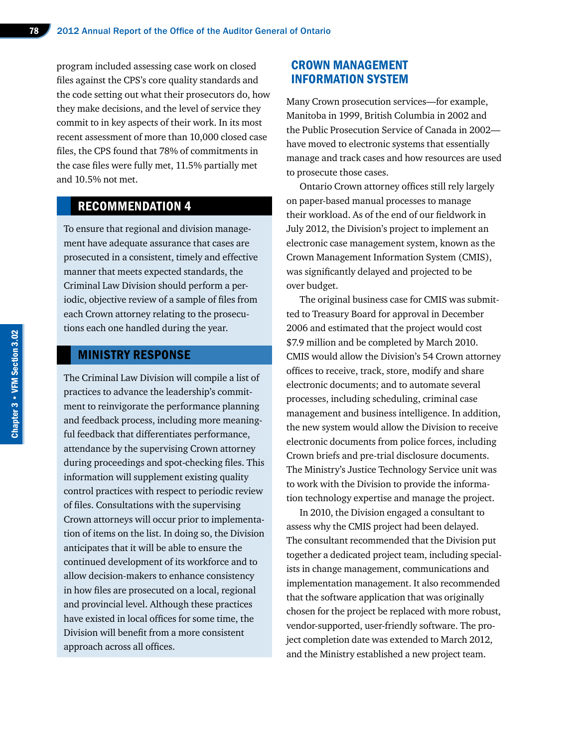program included assessing case work on closed files against the CPS's core quality standards and the code setting out what their prosecutors do, how they make decisions, and the level of service they commit to in key aspects of their work. In its most recent assessment of more than 10,000 closed case files, the CPS found that 78% of commitments in the case files were fully met, 11.5% partially met and 10.5% not met.

## RECOMMENDATION 4

To ensure that regional and division management have adequate assurance that cases are prosecuted in a consistent, timely and effective manner that meets expected standards, the Criminal Law Division should perform a periodic, objective review of a sample of files from each Crown attorney relating to the prosecutions each one handled during the year.

## MINISTRY RESPONSE

The Criminal Law Division will compile a list of practices to advance the leadership's commitment to reinvigorate the performance planning and feedback process, including more meaningful feedback that differentiates performance, attendance by the supervising Crown attorney during proceedings and spot-checking files. This information will supplement existing quality control practices with respect to periodic review of files. Consultations with the supervising Crown attorneys will occur prior to implementation of items on the list. In doing so, the Division anticipates that it will be able to ensure the continued development of its workforce and to allow decision-makers to enhance consistency in how files are prosecuted on a local, regional and provincial level. Although these practices have existed in local offices for some time, the Division will benefit from a more consistent approach across all offices.

## CROWN MANAGEMENT INFORMATION SYSTEM

Many Crown prosecution services—for example, Manitoba in 1999, British Columbia in 2002 and the Public Prosecution Service of Canada in 2002—have moved to electronic systems that essentially manage and track cases and how resources are used to prosecute those cases.

Ontario Crown attorney offices still rely largely on paper-based manual processes to manage their workload. As of the end of our fieldwork in July 2012, the Division's project to implement an electronic case management system, known as the Crown Management Information System (CMIS), was significantly delayed and projected to be over budget.

The original business case for CMIS was submitted to Treasury Board for approval in December 2006 and estimated that the project would cost $7.9 million and be completed by March 2010. CMIS would allow the Division's 54 Crown attorney offices to receive, track, store, modify and share electronic documents; and to automate several processes, including scheduling, criminal case management and business intelligence. In addition, the new system would allow the Division to receive electronic documents from police forces, including Crown briefs and pre-trial disclosure documents. The Ministry's Justice Technology Service unit was to work with the Division to provide the information technology expertise and manage the project.

In 2010, the Division engaged a consultant to assess why the CMIS project had been delayed. The consultant recommended that the Division put together a dedicated project team, including specialists in change management, communications and implementation management. It also recommended that the software application that was originally chosen for the project be replaced with more robust, vendor-supported, user-friendly software. The project completion date was extended to March 2012, and the Ministry established a new project team.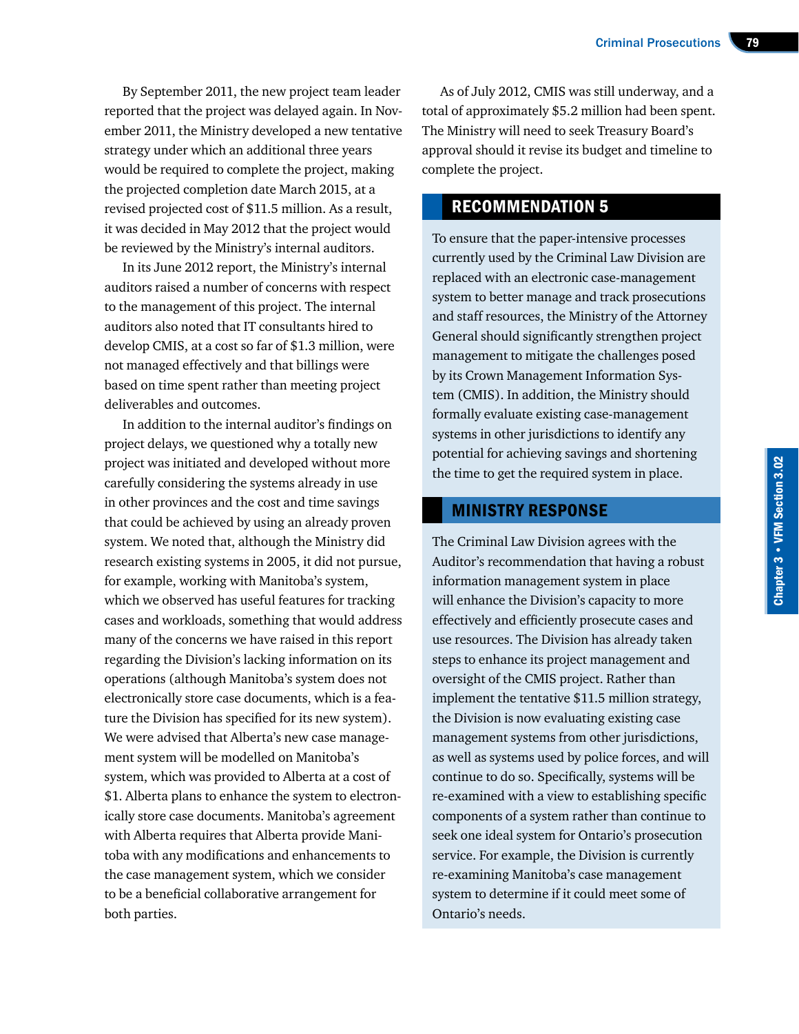By September 2011, the new project team leader reported that the project was delayed again. In November 2011, the Ministry developed a new tentative strategy under which an additional three years would be required to complete the project, making the projected completion date March 2015, at a revised projected cost of $11.5 million. As a result, it was decided in May 2012 that the project would be reviewed by the Ministry's internal auditors.

In its June 2012 report, the Ministry's internal auditors raised a number of concerns with respect to the management of this project. The internal auditors also noted that IT consultants hired to develop CMIS, at a cost so far of $1.3 million, were not managed effectively and that billings were based on time spent rather than meeting project deliverables and outcomes.

In addition to the internal auditor's findings on project delays, we questioned why a totally new project was initiated and developed without more carefully considering the systems already in use in other provinces and the cost and time savings that could be achieved by using an already proven system. We noted that, although the Ministry did research existing systems in 2005, it did not pursue, for example, working with Manitoba's system, which we observed has useful features for tracking cases and workloads, something that would address many of the concerns we have raised in this report regarding the Division's lacking information on its operations (although Manitoba's system does not electronically store case documents, which is a feature the Division has specified for its new system). We were advised that Alberta's new case management system will be modelled on Manitoba's system, which was provided to Alberta at a cost of $1. Alberta plans to enhance the system to electronically store case documents. Manitoba's agreement with Alberta requires that Alberta provide Manitoba with any modifications and enhancements to the case management system, which we consider to be a beneficial collaborative arrangement for both parties.

As of July 2012, CMIS was still underway, and a total of approximately $5.2 million had been spent. The Ministry will need to seek Treasury Board's approval should it revise its budget and timeline to complete the project.

## RECOMMENDATION 5

To ensure that the paper-intensive processes currently used by the Criminal Law Division are replaced with an electronic case-management system to better manage and track prosecutions and staff resources, the Ministry of the Attorney General should significantly strengthen project management to mitigate the challenges posed by its Crown Management Information System (CMIS). In addition, the Ministry should formally evaluate existing case-management systems in other jurisdictions to identify any potential for achieving savings and shortening the time to get the required system in place.

## MINISTRY RESPONSE

The Criminal Law Division agrees with the Auditor's recommendation that having a robust information management system in place will enhance the Division's capacity to more effectively and efficiently prosecute cases and use resources. The Division has already taken steps to enhance its project management and oversight of the CMIS project. Rather than implement the tentative $11.5 million strategy, the Division is now evaluating existing case management systems from other jurisdictions, as well as systems used by police forces, and will continue to do so. Specifically, systems will be re-examined with a view to establishing specific components of a system rather than continue to seek one ideal system for Ontario's prosecution service. For example, the Division is currently re-examining Manitoba's case management system to determine if it could meet some of Ontario's needs.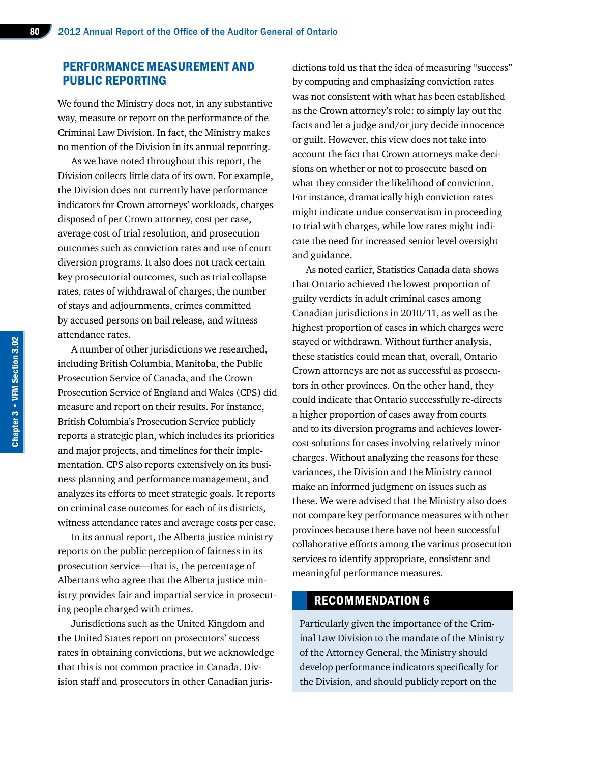## PERFORMANCE MEASUREMENT AND PUBLIC REPORTING

We found the Ministry does not, in any substantive way, measure or report on the performance of the Criminal Law Division. In fact, the Ministry makes no mention of the Division in its annual reporting.

As we have noted throughout this report, the Division collects little data of its own. For example, the Division does not currently have performance indicators for Crown attorneys' workloads, charges disposed of per Crown attorney, cost per case, average cost of trial resolution, and prosecution outcomes such as conviction rates and use of court diversion programs. It also does not track certain key prosecutorial outcomes, such as trial collapse rates, rates of withdrawal of charges, the number of stays and adjournments, crimes committed by accused persons on bail release, and witness attendance rates.

A number of other jurisdictions we researched, including British Columbia, Manitoba, the Public Prosecution Service of Canada, and the Crown Prosecution Service of England and Wales (CPS) did measure and report on their results. For instance, British Columbia's Prosecution Service publicly reports a strategic plan, which includes its priorities and major projects, and timelines for their implementation. CPS also reports extensively on its business planning and performance management, and analyzes its efforts to meet strategic goals. It reports on criminal case outcomes for each of its districts, witness attendance rates and average costs per case.

In its annual report, the Alberta justice ministry reports on the public perception of fairness in its prosecution service—that is, the percentage of Albertans who agree that the Alberta justice ministry provides fair and impartial service in prosecuting people charged with crimes.

Jurisdictions such as the United Kingdom and the United States report on prosecutors' success rates in obtaining convictions, but we acknowledge that this is not common practice in Canada. Division staff and prosecutors in other Canadian jurisdictions told us that the idea of measuring "success" by computing and emphasizing conviction rates was not consistent with what has been established as the Crown attorney's role: to simply lay out the facts and let a judge and/or jury decide innocence or guilt. However, this view does not take into account the fact that Crown attorneys make decisions on whether or not to prosecute based on what they consider the likelihood of conviction. For instance, dramatically high conviction rates might indicate undue conservatism in proceeding to trial with charges, while low rates might indicate the need for increased senior level oversight and guidance.

As noted earlier, Statistics Canada data shows that Ontario achieved the lowest proportion of guilty verdicts in adult criminal cases among Canadian jurisdictions in 2010/11, as well as the highest proportion of cases in which charges were stayed or withdrawn. Without further analysis, these statistics could mean that, overall, Ontario Crown attorneys are not as successful as prosecutors in other provinces. On the other hand, they could indicate that Ontario successfully re-directs a higher proportion of cases away from courts and to its diversion programs and achieves lower-cost solutions for cases involving relatively minor charges. Without analyzing the reasons for these variances, the Division and the Ministry cannot make an informed judgment on issues such as these. We were advised that the Ministry also does not compare key performance measures with other provinces because there have not been successful collaborative efforts among the various prosecution services to identify appropriate, consistent and meaningful performance measures.

### RECOMMENDATION 6

Particularly given the importance of the Criminal Law Division to the mandate of the Ministry of the Attorney General, the Ministry should develop performance indicators specifically for the Division, and should publicly report on the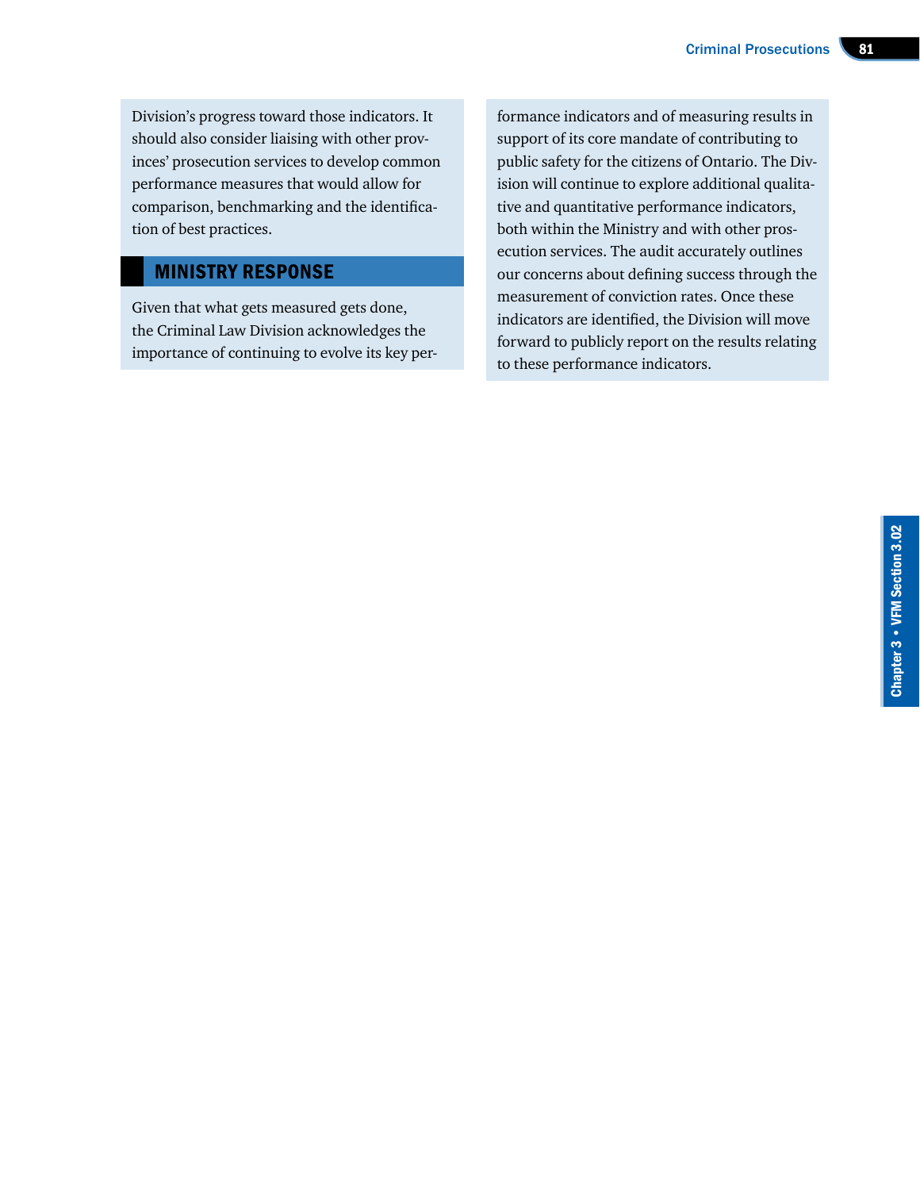Division's progress toward those indicators. It should also consider liaising with other provinces' prosecution services to develop common performance measures that would allow for comparison, benchmarking and the identification of best practices.

## MINISTRY RESPONSE

Given that what gets measured gets done, the Criminal Law Division acknowledges the importance of continuing to evolve its key performance indicators and of measuring results in support of its core mandate of contributing to public safety for the citizens of Ontario. The Division will continue to explore additional qualitative and quantitative performance indicators, both within the Ministry and with other prosecution services. The audit accurately outlines our concerns about defining success through the measurement of conviction rates. Once these indicators are identified, the Division will move forward to publicly report on the results relating to these performance indicators.